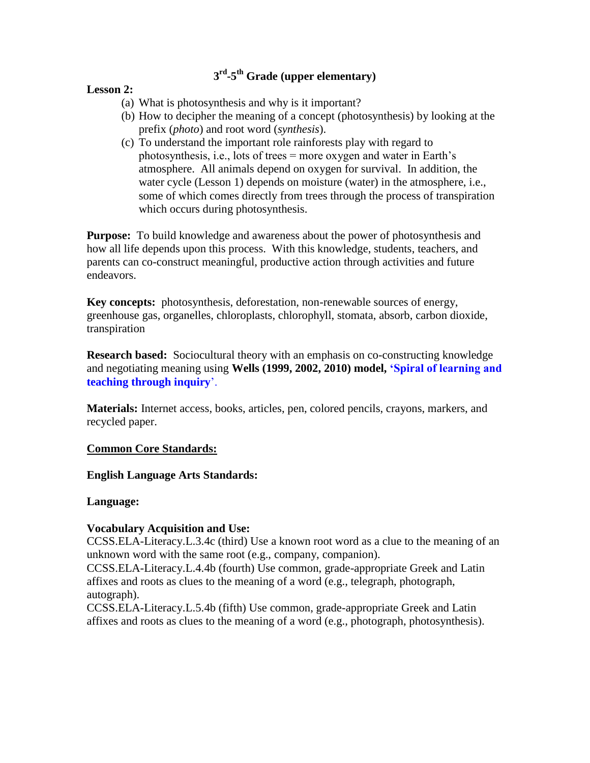# 3rd-5th Grade (upper elementary)

**Lesson 2:**

(a) What is photosynthesis and why is it important?

(b) How to decipher the meaning of a concept (photosynthesis) by looking at the prefix (*photo*) and root word (*synthesis*).

(c) To understand the important role rainforests play with regard to photosynthesis, i.e., lots of trees = more oxygen and water in Earth's atmosphere. All animals depend on oxygen for survival. In addition, the water cycle (Lesson 1) depends on moisture (water) in the atmosphere, i.e., some of which comes directly from trees through the process of transpiration which occurs during photosynthesis.

**Purpose:** To build knowledge and awareness about the power of photosynthesis and how all life depends upon this process. With this knowledge, students, teachers, and parents can co-construct meaningful, productive action through activities and future endeavors.

**Key concepts:** photosynthesis, deforestation, non-renewable sources of energy, greenhouse gas, organelles, chloroplasts, chlorophyll, stomata, absorb, carbon dioxide, transpiration

**Research based:** Sociocultural theory with an emphasis on co-constructing knowledge and negotiating meaning using **Wells (1999, 2002, 2010) model, 'Spiral of learning and teaching through inquiry'**.

**Materials:** Internet access, books, articles, pen, colored pencils, crayons, markers, and recycled paper.

**Common Core Standards:**

**English Language Arts Standards:**

**Language:**

**Vocabulary Acquisition and Use:**

CCSS.ELA-Literacy.L.3.4c (third) Use a known root word as a clue to the meaning of an unknown word with the same root (e.g., company, companion).

CCSS.ELA-Literacy.L.4.4b (fourth) Use common, grade-appropriate Greek and Latin affixes and roots as clues to the meaning of a word (e.g., telegraph, photograph, autograph).

CCSS.ELA-Literacy.L.5.4b (fifth) Use common, grade-appropriate Greek and Latin affixes and roots as clues to the meaning of a word (e.g., photograph, photosynthesis).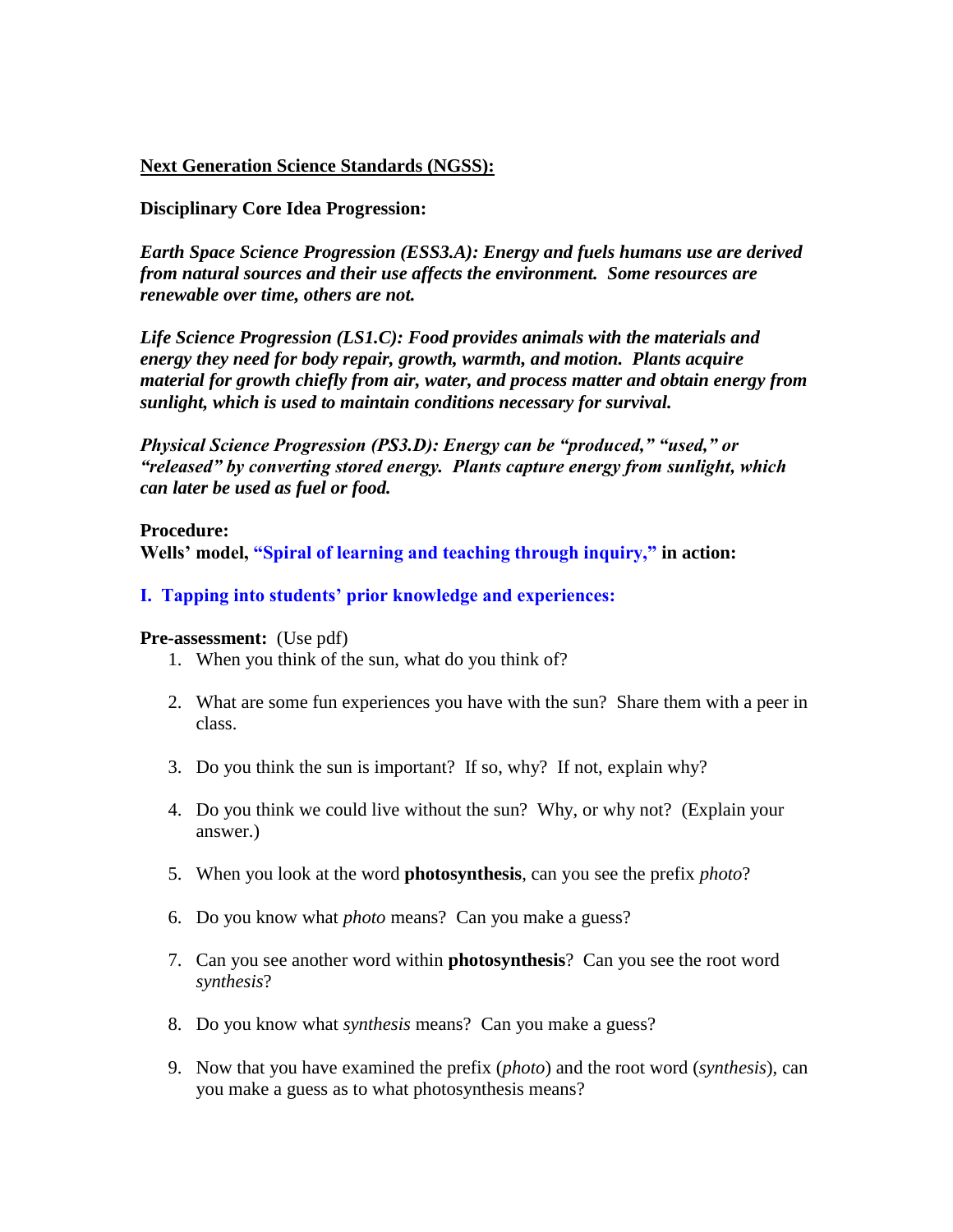**<u>Next Generation Science Standards (NGSS):</u>**

**Disciplinary Core Idea Progression:**

***Earth Space Science Progression (ESS3.A): Energy and fuels humans use are derived from natural sources and their use affects the environment. Some resources are renewable over time, others are not.***

***Life Science Progression (LS1.C): Food provides animals with the materials and energy they need for body repair, growth, warmth, and motion. Plants acquire material for growth chiefly from air, water, and process matter and obtain energy from sunlight, which is used to maintain conditions necessary for survival.***

***Physical Science Progression (PS3.D): Energy can be "produced," "used," or "released" by converting stored energy. Plants capture energy from sunlight, which can later be used as fuel or food.***

**Procedure:**
**Wells' model, "Spiral of learning and teaching through inquiry," in action:**

**I. Tapping into students' prior knowledge and experiences:**

**Pre-assessment:** (Use pdf)

1. When you think of the sun, what do you think of?
2. What are some fun experiences you have with the sun? Share them with a peer in class.
3. Do you think the sun is important? If so, why? If not, explain why?
4. Do you think we could live without the sun? Why, or why not? (Explain your answer.)
5. When you look at the word **photosynthesis**, can you see the prefix *photo*?
6. Do you know what *photo* means? Can you make a guess?
7. Can you see another word within **photosynthesis**? Can you see the root word *synthesis*?
8. Do you know what *synthesis* means? Can you make a guess?
9. Now that you have examined the prefix (*photo*) and the root word (*synthesis*), can you make a guess as to what photosynthesis means?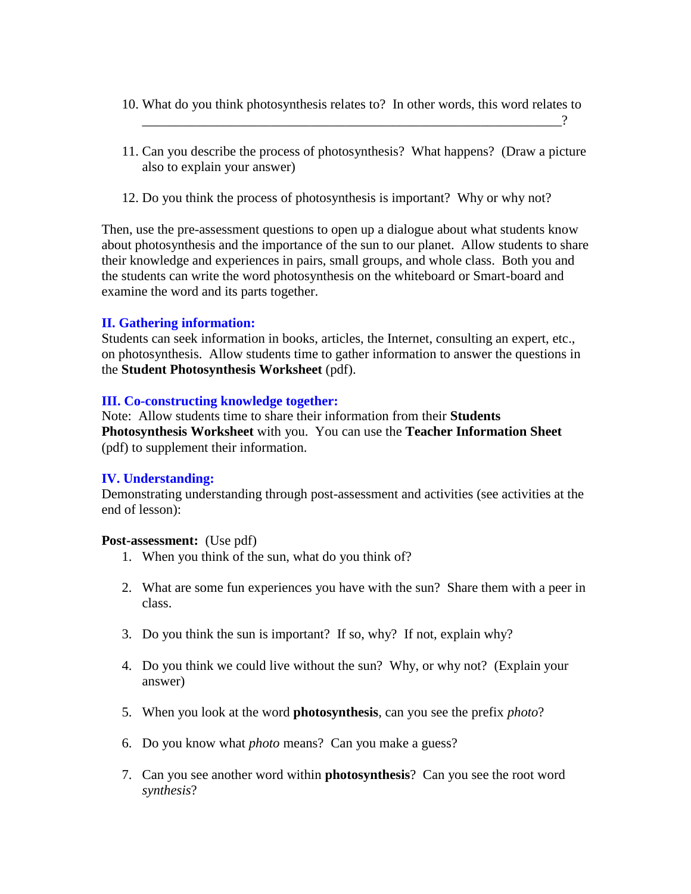10. What do you think photosynthesis relates to? In other words, this word relates to \_\_\_\_\_\_\_\_\_\_\_\_\_\_\_\_\_\_\_\_\_\_\_\_\_\_\_\_\_\_\_\_\_\_\_\_\_\_\_\_\_\_\_\_\_\_\_\_\_\_\_\_\_\_\_\_\_\_\_\_\_\_\_\_?

11. Can you describe the process of photosynthesis? What happens? (Draw a picture also to explain your answer)

12. Do you think the process of photosynthesis is important? Why or why not?

Then, use the pre-assessment questions to open up a dialogue about what students know about photosynthesis and the importance of the sun to our planet. Allow students to share their knowledge and experiences in pairs, small groups, and whole class. Both you and the students can write the word photosynthesis on the whiteboard or Smart-board and examine the word and its parts together.

### II. Gathering information:

Students can seek information in books, articles, the Internet, consulting an expert, etc., on photosynthesis. Allow students time to gather information to answer the questions in the **Student Photosynthesis Worksheet** (pdf).

### III. Co-constructing knowledge together:

Note: Allow students time to share their information from their **Students Photosynthesis Worksheet** with you. You can use the **Teacher Information Sheet** (pdf) to supplement their information.

### IV. Understanding:

Demonstrating understanding through post-assessment and activities (see activities at the end of lesson):

**Post-assessment:** (Use pdf)

1. When you think of the sun, what do you think of?

2. What are some fun experiences you have with the sun? Share them with a peer in class.

3. Do you think the sun is important? If so, why? If not, explain why?

4. Do you think we could live without the sun? Why, or why not? (Explain your answer)

5. When you look at the word **photosynthesis**, can you see the prefix *photo*?

6. Do you know what *photo* means? Can you make a guess?

7. Can you see another word within **photosynthesis**? Can you see the root word *synthesis*?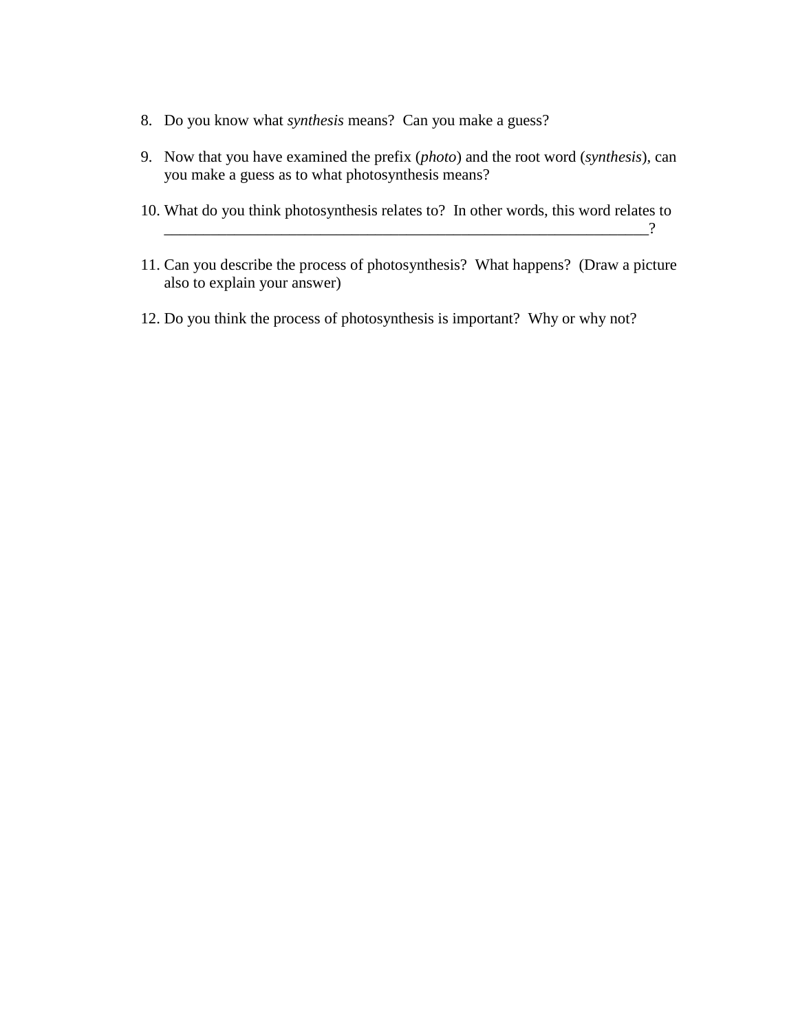8. Do you know what *synthesis* means? Can you make a guess?

9. Now that you have examined the prefix (*photo*) and the root word (*synthesis*), can you make a guess as to what photosynthesis means?

10. What do you think photosynthesis relates to? In other words, this word relates to _________________________________________________________________?

11. Can you describe the process of photosynthesis? What happens? (Draw a picture also to explain your answer)

12. Do you think the process of photosynthesis is important? Why or why not?